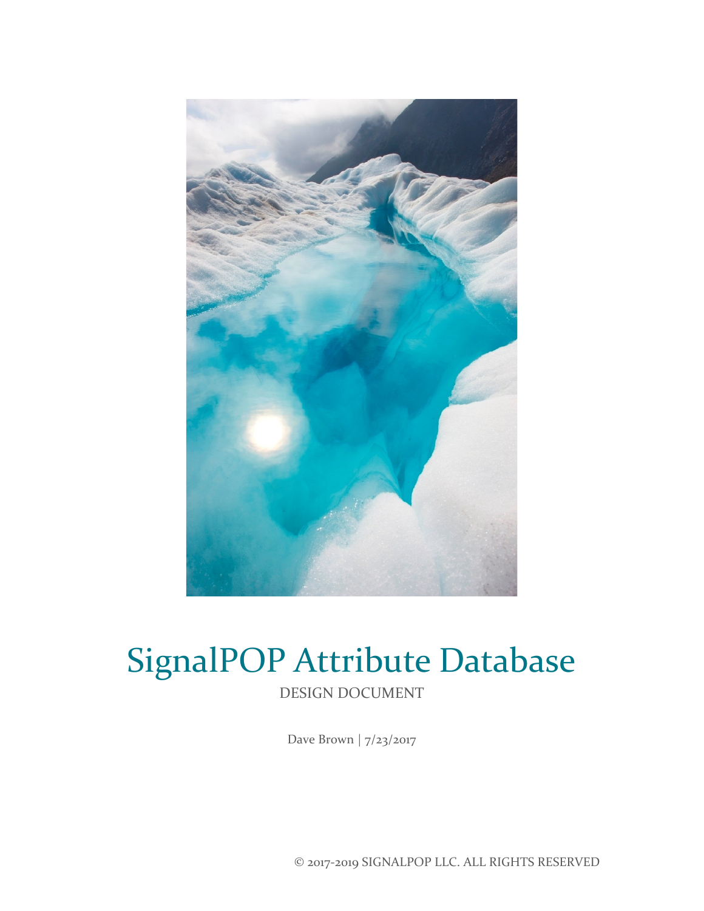# SignalPOP Attribute Database

DESIGN DOCUMENT

Dave Brown | 7/23/2017

© 2017-2019 SIGNALPOP LLC. ALL RIGHTS RESERVED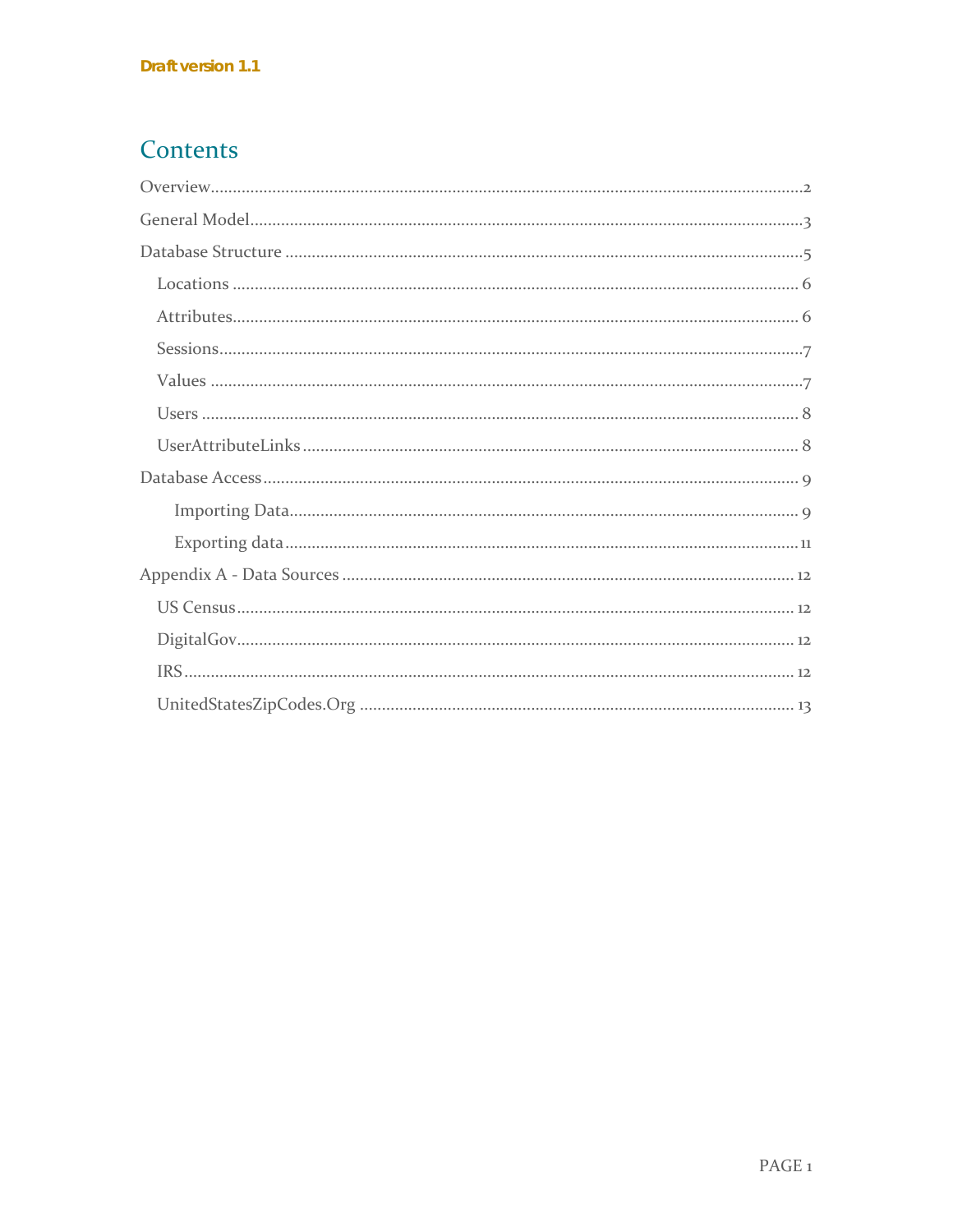Draft version 1.1

# Contents

- Overview .......... 2
- General Model .......... 3
- Database Structure .......... 5
  - Locations .......... 6
  - Attributes .......... 6
  - Sessions .......... 7
  - Values .......... 7
  - Users .......... 8
  - UserAttributeLinks .......... 8
- Database Access .......... 9
    - Importing Data .......... 9
    - Exporting data .......... 11
- Appendix A - Data Sources .......... 12
  - US Census .......... 12
  - DigitalGov .......... 12
  - IRS .......... 12
  - UnitedStatesZipCodes.Org .......... 13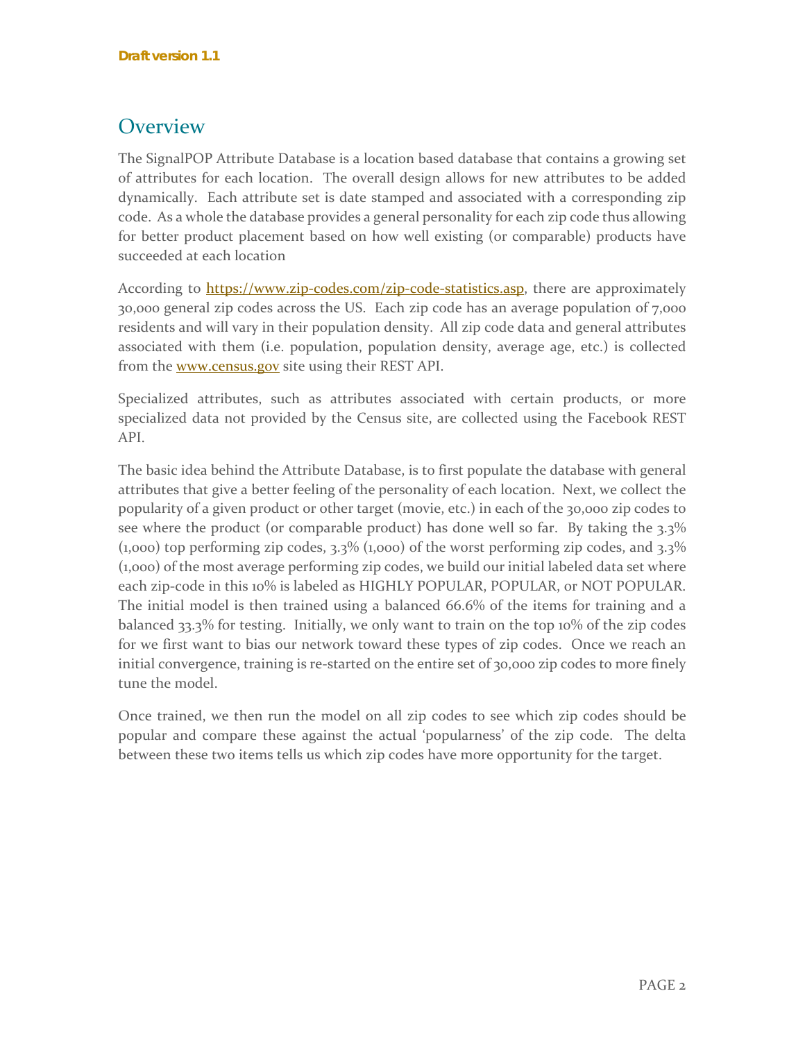## Overview

The SignalPOP Attribute Database is a location based database that contains a growing set of attributes for each location. The overall design allows for new attributes to be added dynamically. Each attribute set is date stamped and associated with a corresponding zip code. As a whole the database provides a general personality for each zip code thus allowing for better product placement based on how well existing (or comparable) products have succeeded at each location

According to [https://www.zip-codes.com/zip-code-statistics.asp](https://www.zip-codes.com/zip-code-statistics.asp), there are approximately 30,000 general zip codes across the US. Each zip code has an average population of 7,000 residents and will vary in their population density. All zip code data and general attributes associated with them (i.e. population, population density, average age, etc.) is collected from the [www.census.gov](http://www.census.gov) site using their REST API.

Specialized attributes, such as attributes associated with certain products, or more specialized data not provided by the Census site, are collected using the Facebook REST API.

The basic idea behind the Attribute Database, is to first populate the database with general attributes that give a better feeling of the personality of each location. Next, we collect the popularity of a given product or other target (movie, etc.) in each of the 30,000 zip codes to see where the product (or comparable product) has done well so far. By taking the 3.3% (1,000) top performing zip codes, 3.3% (1,000) of the worst performing zip codes, and 3.3% (1,000) of the most average performing zip codes, we build our initial labeled data set where each zip-code in this 10% is labeled as HIGHLY POPULAR, POPULAR, or NOT POPULAR. The initial model is then trained using a balanced 66.6% of the items for training and a balanced 33.3% for testing. Initially, we only want to train on the top 10% of the zip codes for we first want to bias our network toward these types of zip codes. Once we reach an initial convergence, training is re-started on the entire set of 30,000 zip codes to more finely tune the model.

Once trained, we then run the model on all zip codes to see which zip codes should be popular and compare these against the actual 'popularness' of the zip code. The delta between these two items tells us which zip codes have more opportunity for the target.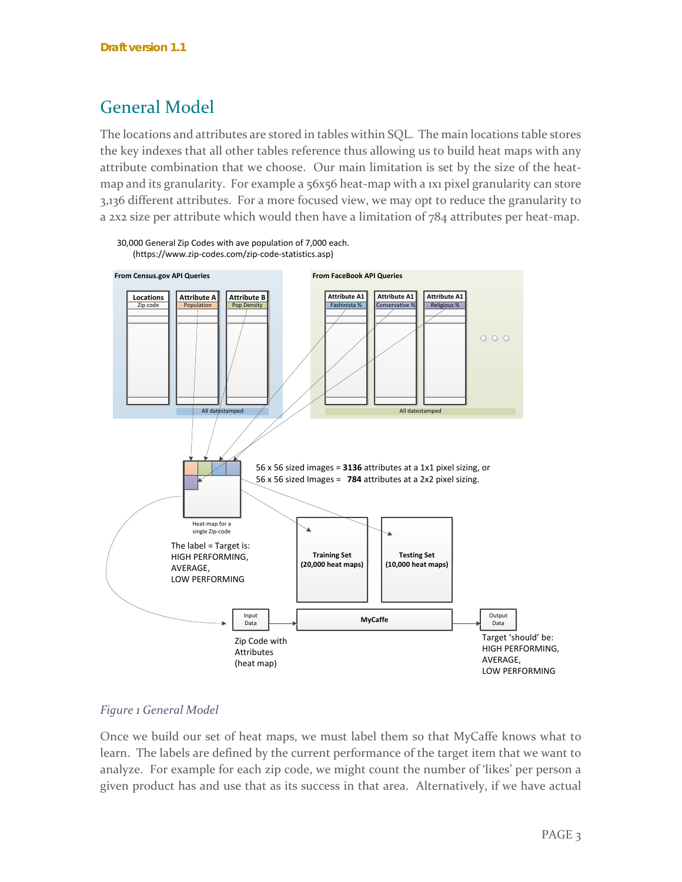## General Model

The locations and attributes are stored in tables within SQL. The main locations table stores the key indexes that all other tables reference thus allowing us to build heat maps with any attribute combination that we choose. Our main limitation is set by the size of the heat-map and its granularity. For example a 56x56 heat-map with a 1x1 pixel granularity can store 3,136 different attributes. For a more focused view, we may opt to reduce the granularity to a 2x2 size per attribute which would then have a limitation of 784 attributes per heat-map.

30,000 General Zip Codes with ave population of 7,000 each.
(https://www.zip-codes.com/zip-code-statistics.asp)

From Census.gov API Queries

Locations — Zip code
Attribute A — Population
Attribute B — Pop Density
All datestamped

From FaceBook API Queries

Attribute A1 — Fashinista %
Attribute A1 — Conservative %
Attribute A1 — Religious %
All datestamped

56 x 56 sized images = **3136** attributes at a 1x1 pixel sizing, or
56 x 56 sized Images = **784** attributes at a 2x2 pixel sizing.

Heat-map for a single Zip-code

The label = Target is:
HIGH PERFORMING,
AVERAGE,
LOW PERFORMING

**Training Set (20,000 heat maps)**

**Testing Set (10,000 heat maps)**

Input Data → **MyCaffe** → Output Data

Zip Code with Attributes (heat map)

Target 'should' be:
HIGH PERFORMING,
AVERAGE,
LOW PERFORMING

*Figure 1 General Model*

Once we build our set of heat maps, we must label them so that MyCaffe knows what to learn. The labels are defined by the current performance of the target item that we want to analyze. For example for each zip code, we might count the number of 'likes' per person a given product has and use that as its success in that area. Alternatively, if we have actual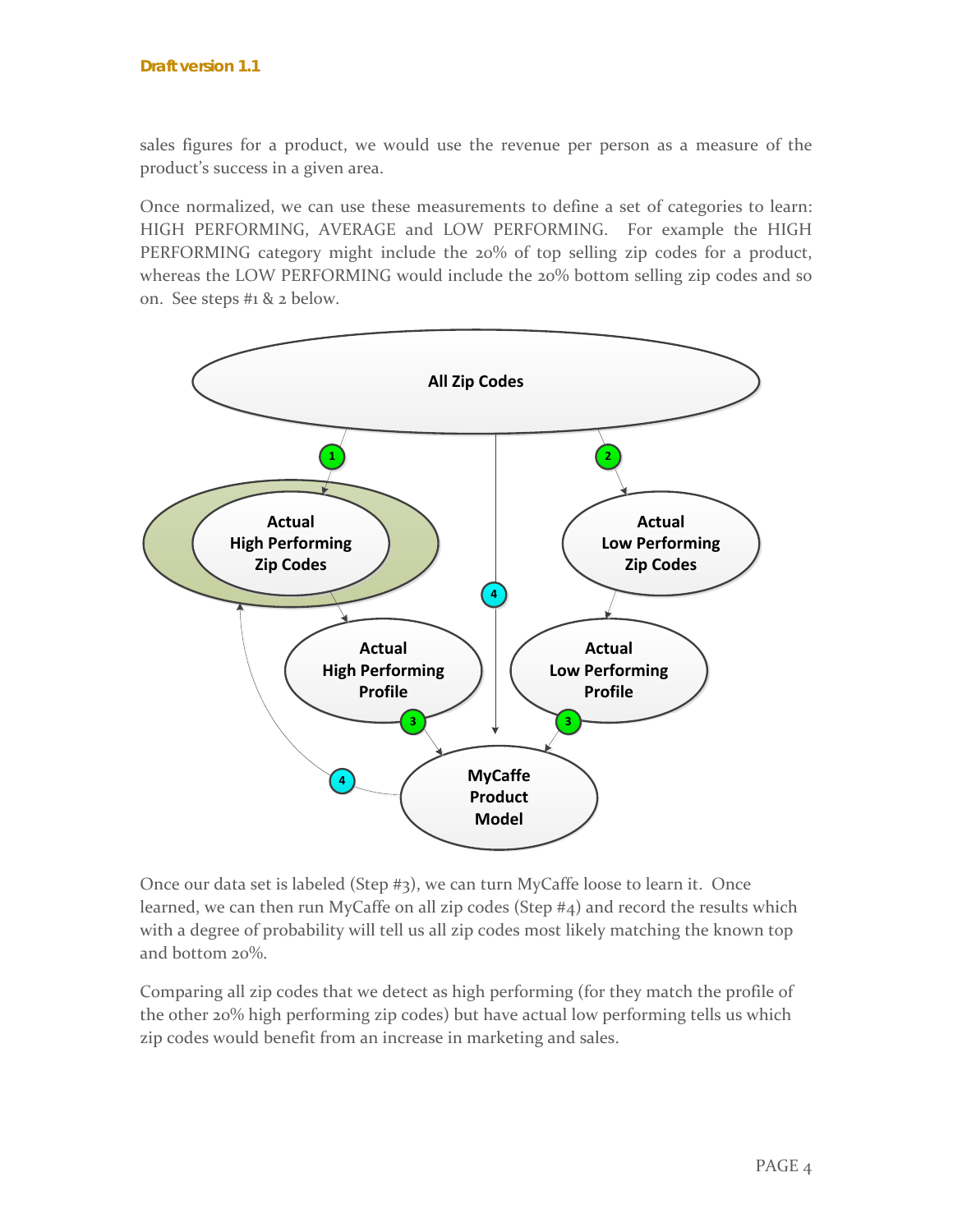sales figures for a product, we would use the revenue per person as a measure of the product's success in a given area.

Once normalized, we can use these measurements to define a set of categories to learn: HIGH PERFORMING, AVERAGE and LOW PERFORMING. For example the HIGH PERFORMING category might include the 20% of top selling zip codes for a product, whereas the LOW PERFORMING would include the 20% bottom selling zip codes and so on. See steps #1 & 2 below.

Once our data set is labeled (Step #3), we can turn MyCaffe loose to learn it. Once learned, we can then run MyCaffe on all zip codes (Step #4) and record the results which with a degree of probability will tell us all zip codes most likely matching the known top and bottom 20%.

Comparing all zip codes that we detect as high performing (for they match the profile of the other 20% high performing zip codes) but have actual low performing tells us which zip codes would benefit from an increase in marketing and sales.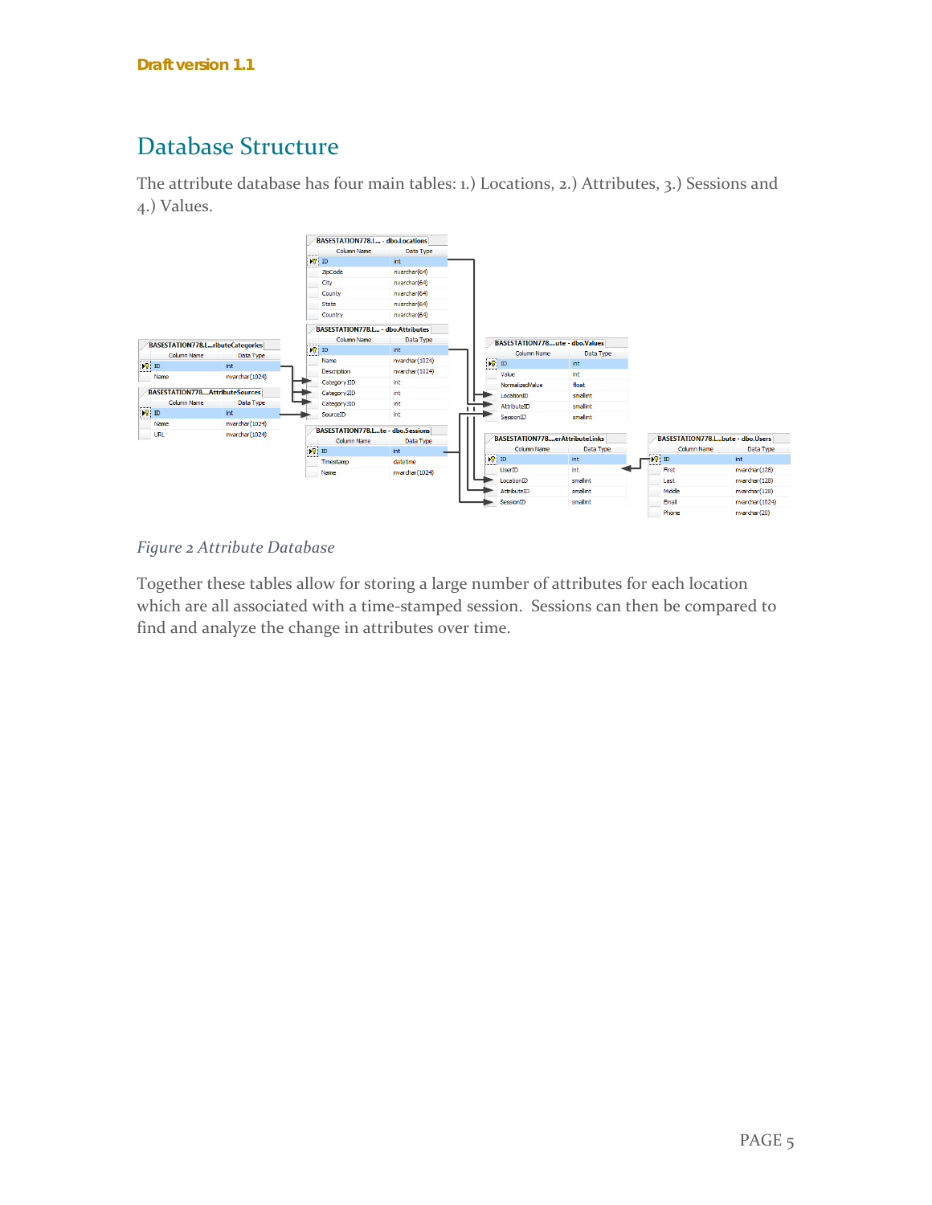# Database Structure

The attribute database has four main tables: 1.) Locations, 2.) Attributes, 3.) Sessions and 4.) Values.

*Figure 2 Attribute Database*

Together these tables allow for storing a large number of attributes for each location which are all associated with a time-stamped session. Sessions can then be compared to find and analyze the change in attributes over time.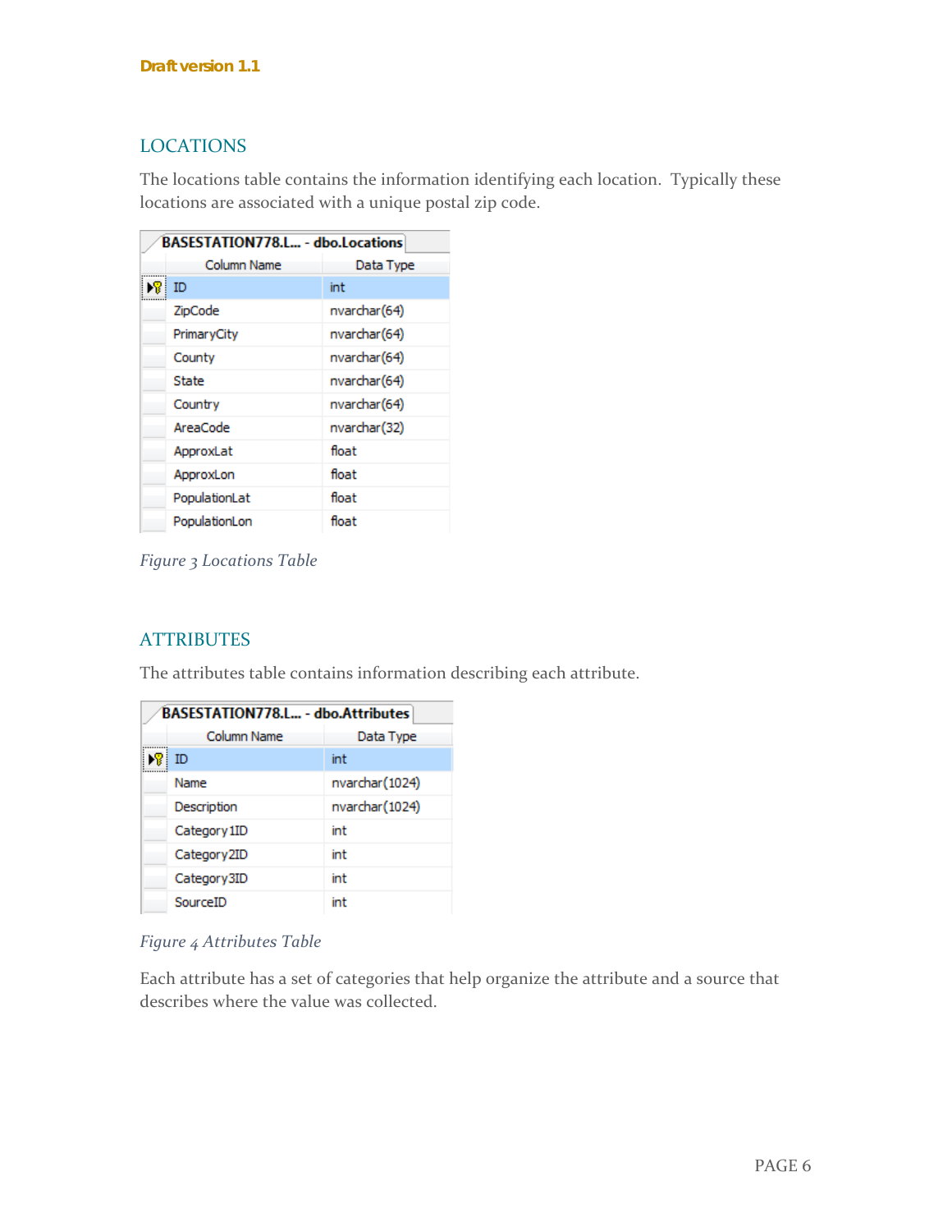## LOCATIONS

The locations table contains the information identifying each location. Typically these locations are associated with a unique postal zip code.

| BASESTATION778.L... - dbo.Locations | |
|---|---|
| **Column Name** | **Data Type** |
| ID | int |
| ZipCode | nvarchar(64) |
| PrimaryCity | nvarchar(64) |
| County | nvarchar(64) |
| State | nvarchar(64) |
| Country | nvarchar(64) |
| AreaCode | nvarchar(32) |
| ApproxLat | float |
| ApproxLon | float |
| PopulationLat | float |
| PopulationLon | float |

*Figure 3 Locations Table*

## ATTRIBUTES

The attributes table contains information describing each attribute.

| BASESTATION778.L... - dbo.Attributes | |
|---|---|
| **Column Name** | **Data Type** |
| ID | int |
| Name | nvarchar(1024) |
| Description | nvarchar(1024) |
| Category1ID | int |
| Category2ID | int |
| Category3ID | int |
| SourceID | int |

*Figure 4 Attributes Table*

Each attribute has a set of categories that help organize the attribute and a source that describes where the value was collected.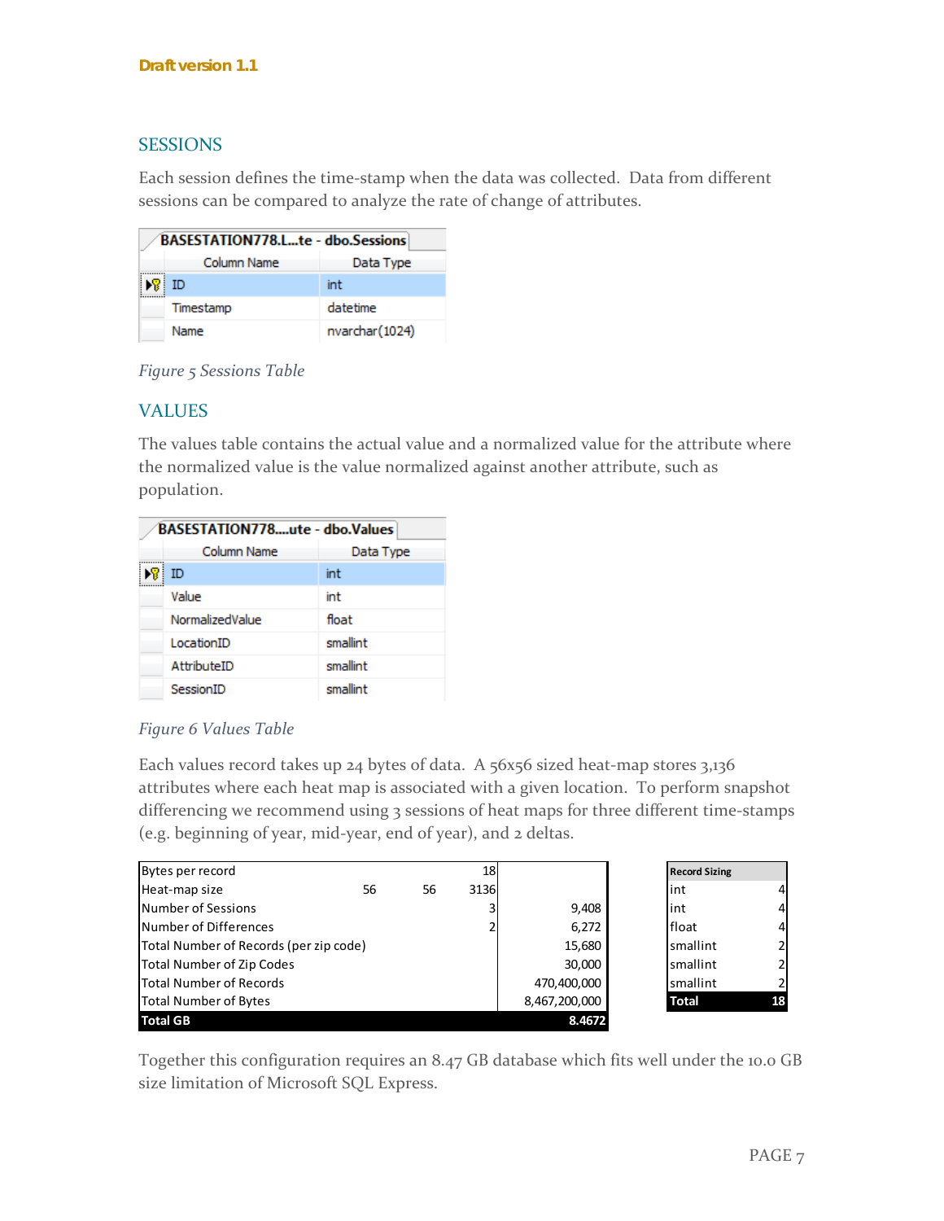**Draft version 1.1**

## SESSIONS

Each session defines the time-stamp when the data was collected. Data from different sessions can be compared to analyze the rate of change of attributes.

**BASESTATION778.L...te - dbo.Sessions**

| Column Name | Data Type |
|---|---|
| ID | int |
| Timestamp | datetime |
| Name | nvarchar(1024) |

*Figure 5 Sessions Table*

## VALUES

The values table contains the actual value and a normalized value for the attribute where the normalized value is the value normalized against another attribute, such as population.

**BASESTATION778....ute - dbo.Values**

| Column Name | Data Type |
|---|---|
| ID | int |
| Value | int |
| NormalizedValue | float |
| LocationID | smallint |
| AttributeID | smallint |
| SessionID | smallint |

*Figure 6 Values Table*

Each values record takes up 24 bytes of data. A 56x56 sized heat-map stores 3,136 attributes where each heat map is associated with a given location. To perform snapshot differencing we recommend using 3 sessions of heat maps for three different time-stamps (e.g. beginning of year, mid-year, end of year), and 2 deltas.

| | | | | |
|---|---|---|---|---|
| Bytes per record | | | 18 | |
| Heat-map size | 56 | 56 | 3136 | |
| Number of Sessions | | | 3 | 9,408 |
| Number of Differences | | | 2 | 6,272 |
| Total Number of Records (per zip code) | | | | 15,680 |
| Total Number of Zip Codes | | | | 30,000 |
| Total Number of Records | | | | 470,400,000 |
| Total Number of Bytes | | | | 8,467,200,000 |
| **Total GB** | | | | **8.4672** |

| Record Sizing | |
|---|---|
| int | 4 |
| int | 4 |
| float | 4 |
| smallint | 2 |
| smallint | 2 |
| smallint | 2 |
| **Total** | **18** |

Together this configuration requires an 8.47 GB database which fits well under the 10.0 GB size limitation of Microsoft SQL Express.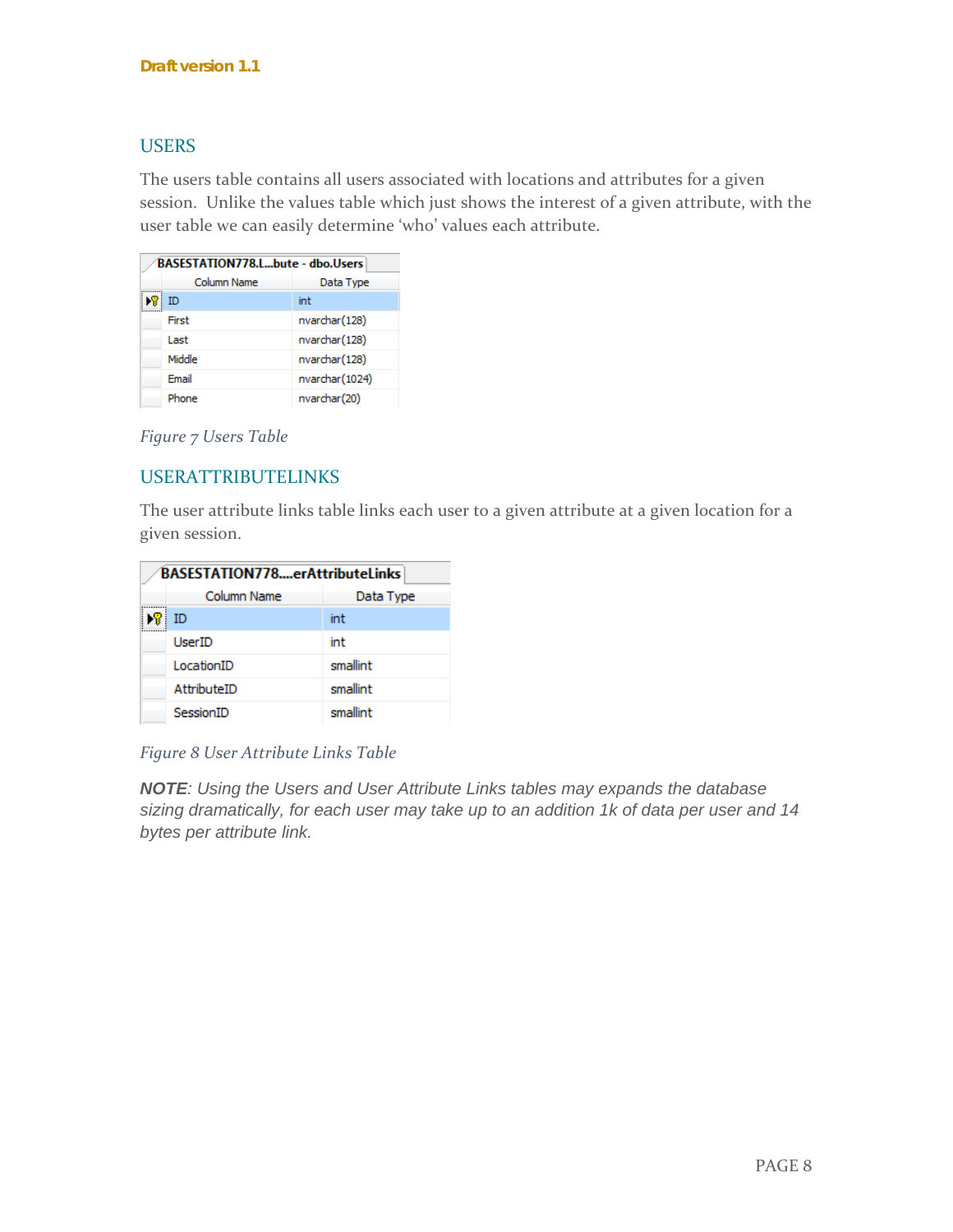## USERS

The users table contains all users associated with locations and attributes for a given session. Unlike the values table which just shows the interest of a given attribute, with the user table we can easily determine 'who' values each attribute.

**BASESTATION778.L...bute - dbo.Users**

| Column Name | Data Type |
|---|---|
| ID | int |
| First | nvarchar(128) |
| Last | nvarchar(128) |
| Middle | nvarchar(128) |
| Email | nvarchar(1024) |
| Phone | nvarchar(20) |

*Figure 7 Users Table*

## USERATTRIBUTELINKS

The user attribute links table links each user to a given attribute at a given location for a given session.

**BASESTATION778....erAttributeLinks**

| Column Name | Data Type |
|---|---|
| ID | int |
| UserID | int |
| LocationID | smallint |
| AttributeID | smallint |
| SessionID | smallint |

*Figure 8 User Attribute Links Table*

***NOTE**: Using the Users and User Attribute Links tables may expands the database sizing dramatically, for each user may take up to an addition 1k of data per user and 14 bytes per attribute link.*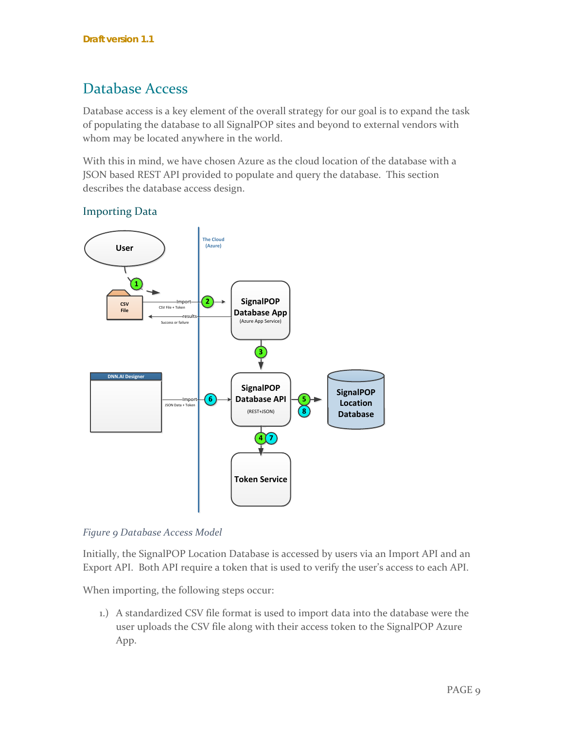Draft version 1.1

# Database Access

Database access is a key element of the overall strategy for our goal is to expand the task of populating the database to all SignalPOP sites and beyond to external vendors with whom may be located anywhere in the world.

With this in mind, we have chosen Azure as the cloud location of the database with a JSON based REST API provided to populate and query the database. This section describes the database access design.

## Importing Data

*Figure 9 Database Access Model*

Initially, the SignalPOP Location Database is accessed by users via an Import API and an Export API. Both API require a token that is used to verify the user's access to each API.

When importing, the following steps occur:

1.) A standardized CSV file format is used to import data into the database were the user uploads the CSV file along with their access token to the SignalPOP Azure App.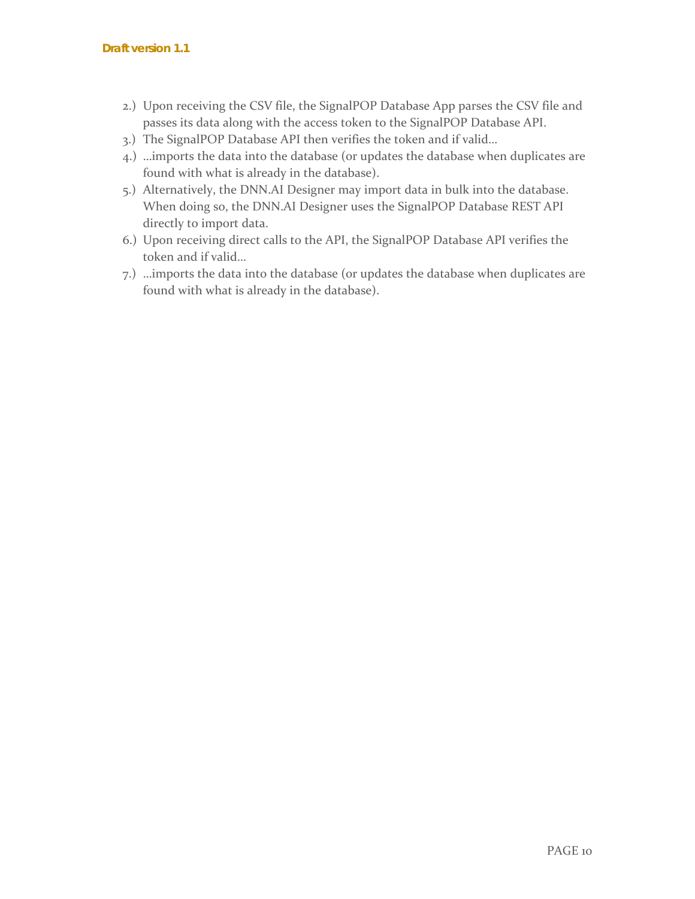2.) Upon receiving the CSV file, the SignalPOP Database App parses the CSV file and passes its data along with the access token to the SignalPOP Database API.
3.) The SignalPOP Database API then verifies the token and if valid…
4.) …imports the data into the database (or updates the database when duplicates are found with what is already in the database).
5.) Alternatively, the DNN.AI Designer may import data in bulk into the database. When doing so, the DNN.AI Designer uses the SignalPOP Database REST API directly to import data.
6.) Upon receiving direct calls to the API, the SignalPOP Database API verifies the token and if valid…
7.) …imports the data into the database (or updates the database when duplicates are found with what is already in the database).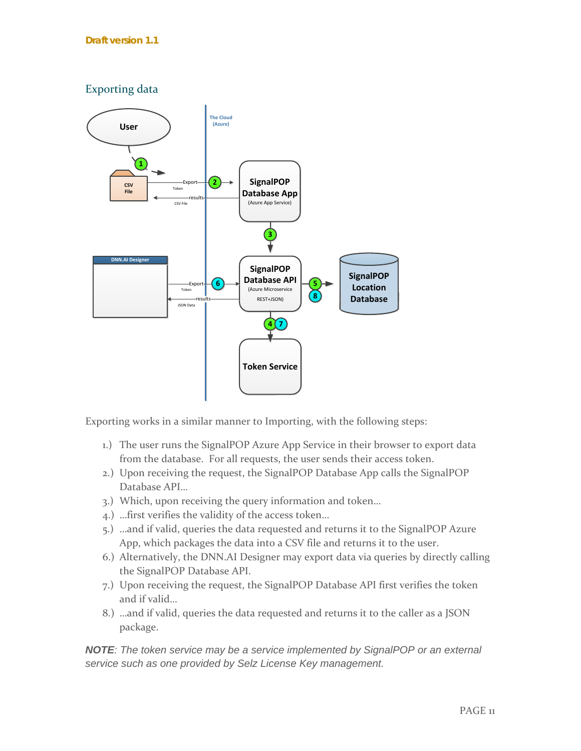Draft version 1.1

## Exporting data

Exporting works in a similar manner to Importing, with the following steps:

1.) The user runs the SignalPOP Azure App Service in their browser to export data from the database. For all requests, the user sends their access token.
2.) Upon receiving the request, the SignalPOP Database App calls the SignalPOP Database API…
3.) Which, upon receiving the query information and token…
4.) …first verifies the validity of the access token…
5.) …and if valid, queries the data requested and returns it to the SignalPOP Azure App, which packages the data into a CSV file and returns it to the user.
6.) Alternatively, the DNN.AI Designer may export data via queries by directly calling the SignalPOP Database API.
7.) Upon receiving the request, the SignalPOP Database API first verifies the token and if valid…
8.) …and if valid, queries the data requested and returns it to the caller as a JSON package.

***NOTE**: The token service may be a service implemented by SignalPOP or an external service such as one provided by Selz License Key management.*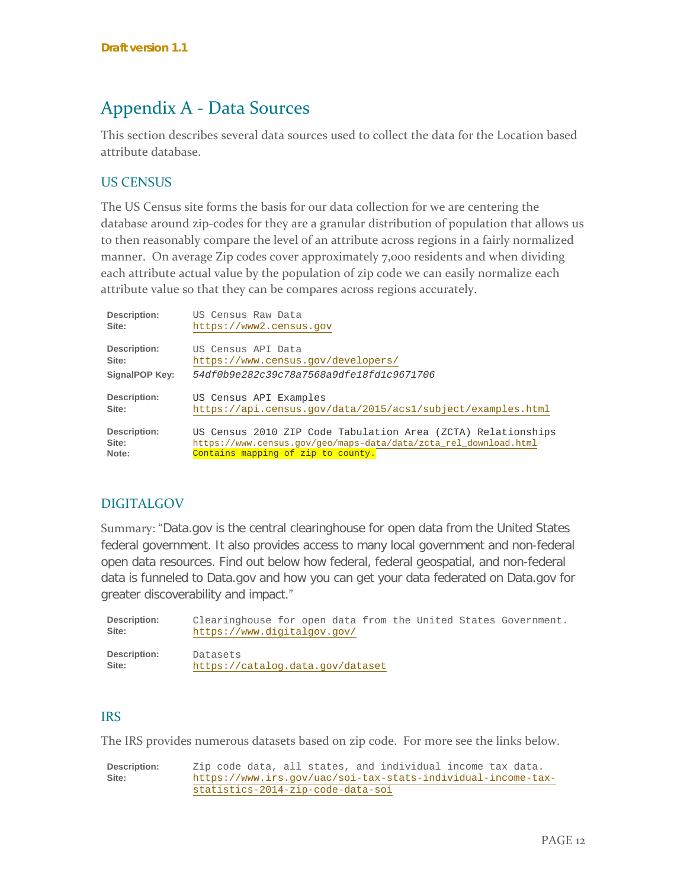Draft version 1.1

# Appendix A - Data Sources

This section describes several data sources used to collect the data for the Location based attribute database.

## US CENSUS

The US Census site forms the basis for our data collection for we are centering the database around zip-codes for they are a granular distribution of population that allows us to then reasonably compare the level of an attribute across regions in a fairly normalized manner. On average Zip codes cover approximately 7,000 residents and when dividing each attribute actual value by the population of zip code we can easily normalize each attribute value so that they can be compares across regions accurately.

**Description:** US Census Raw Data
**Site:** https://www2.census.gov

**Description:** US Census API Data
**Site:** https://www.census.gov/developers/
**SignalPOP Key:** *54df0b9e282c39c78a7568a9dfe18fd1c9671706*

**Description:** US Census API Examples
**Site:** https://api.census.gov/data/2015/acs1/subject/examples.html

**Description:** US Census 2010 ZIP Code Tabulation Area (ZCTA) Relationships
**Site:** https://www.census.gov/geo/maps-data/data/zcta_rel_download.html
**Note:** Contains mapping of zip to county.

## DIGITALGOV

Summary: "Data.gov is the central clearinghouse for open data from the United States federal government. It also provides access to many local government and non-federal open data resources. Find out below how federal, federal geospatial, and non-federal data is funneled to Data.gov and how you can get your data federated on Data.gov for greater discoverability and impact."

**Description:** Clearinghouse for open data from the United States Government.
**Site:** https://www.digitalgov.gov/

**Description:** Datasets
**Site:** https://catalog.data.gov/dataset

## IRS

The IRS provides numerous datasets based on zip code. For more see the links below.

**Description:** Zip code data, all states, and individual income tax data.
**Site:** https://www.irs.gov/uac/soi-tax-stats-individual-income-tax-statistics-2014-zip-code-data-soi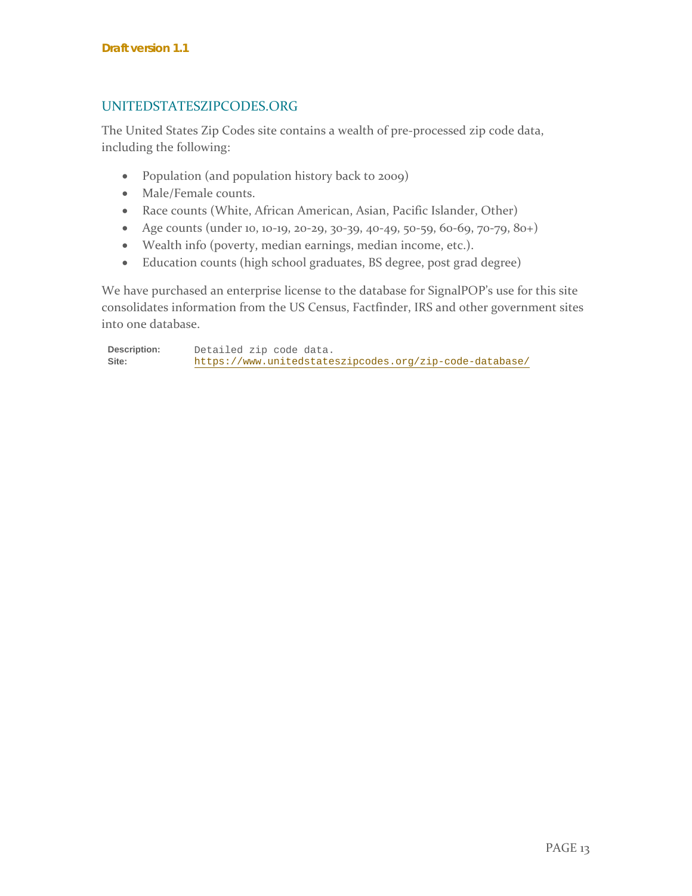## UNITEDSTATESZIPCODES.ORG

The United States Zip Codes site contains a wealth of pre-processed zip code data, including the following:

- Population (and population history back to 2009)
- Male/Female counts.
- Race counts (White, African American, Asian, Pacific Islander, Other)
- Age counts (under 10, 10-19, 20-29, 30-39, 40-49, 50-59, 60-69, 70-79, 80+)
- Wealth info (poverty, median earnings, median income, etc.).
- Education counts (high school graduates, BS degree, post grad degree)

We have purchased an enterprise license to the database for SignalPOP's use for this site consolidates information from the US Census, Factfinder, IRS and other government sites into one database.

| | |
|---|---|
| **Description:** | Detailed zip code data. |
| **Site:** | https://www.unitedstateszipcodes.org/zip-code-database/ |